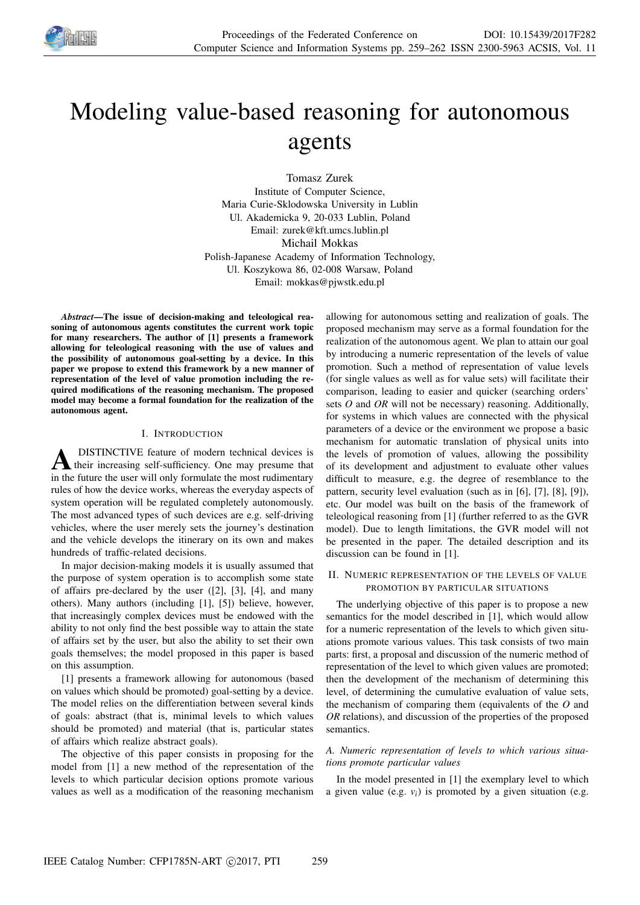# Modeling value-based reasoning for autonomous agents

Tomasz Zurek
Institute of Computer Science,
Maria Curie-Sklodowska University in Lublin
Ul. Akademicka 9, 20-033 Lublin, Poland
Email: zurek@kft.umcs.lublin.pl

Michail Mokkas
Polish-Japanese Academy of Information Technology,
Ul. Koszykowa 86, 02-008 Warsaw, Poland
Email: mokkas@pjwstk.edu.pl

***Abstract*—The issue of decision-making and teleological reasoning of autonomous agents constitutes the current work topic for many researchers. The author of [1] presents a framework allowing for teleological reasoning with the use of values and the possibility of autonomous goal-setting by a device. In this paper we propose to extend this framework by a new manner of representation of the level of value promotion including the required modifications of the reasoning mechanism. The proposed model may become a formal foundation for the realization of the autonomous agent.**

## I. Introduction

A DISTINCTIVE feature of modern technical devices is their increasing self-sufficiency. One may presume that in the future the user will only formulate the most rudimentary rules of how the device works, whereas the everyday aspects of system operation will be regulated completely autonomously. The most advanced types of such devices are e.g. self-driving vehicles, where the user merely sets the journey's destination and the vehicle develops the itinerary on its own and makes hundreds of traffic-related decisions.

In major decision-making models it is usually assumed that the purpose of system operation is to accomplish some state of affairs pre-declared by the user ([2], [3], [4], and many others). Many authors (including [1], [5]) believe, however, that increasingly complex devices must be endowed with the ability to not only find the best possible way to attain the state of affairs set by the user, but also the ability to set their own goals themselves; the model proposed in this paper is based on this assumption.

[1] presents a framework allowing for autonomous (based on values which should be promoted) goal-setting by a device. The model relies on the differentiation between several kinds of goals: abstract (that is, minimal levels to which values should be promoted) and material (that is, particular states of affairs which realize abstract goals).

The objective of this paper consists in proposing for the model from [1] a new method of the representation of the levels to which particular decision options promote various values as well as a modification of the reasoning mechanism allowing for autonomous setting and realization of goals. The proposed mechanism may serve as a formal foundation for the realization of the autonomous agent. We plan to attain our goal by introducing a numeric representation of the levels of value promotion. Such a method of representation of value levels (for single values as well as for value sets) will facilitate their comparison, leading to easier and quicker (searching orders' sets *O* and *OR* will not be necessary) reasoning. Additionally, for systems in which values are connected with the physical parameters of a device or the environment we propose a basic mechanism for automatic translation of physical units into the levels of promotion of values, allowing the possibility of its development and adjustment to evaluate other values difficult to measure, e.g. the degree of resemblance to the pattern, security level evaluation (such as in [6], [7], [8], [9]), etc. Our model was built on the basis of the framework of teleological reasoning from [1] (further referred to as the GVR model). Due to length limitations, the GVR model will not be presented in the paper. The detailed description and its discussion can be found in [1].

## II. Numeric representation of the levels of value promotion by particular situations

The underlying objective of this paper is to propose a new semantics for the model described in [1], which would allow for a numeric representation of the levels to which given situations promote various values. This task consists of two main parts: first, a proposal and discussion of the numeric method of representation of the level to which given values are promoted; then the development of the mechanism of determining this level, of determining the cumulative evaluation of value sets, the mechanism of comparing them (equivalents of the *O* and *OR* relations), and discussion of the properties of the proposed semantics.

### *A. Numeric representation of levels to which various situations promote particular values*

In the model presented in [1] the exemplary level to which a given value (e.g. $v_i$) is promoted by a given situation (e.g.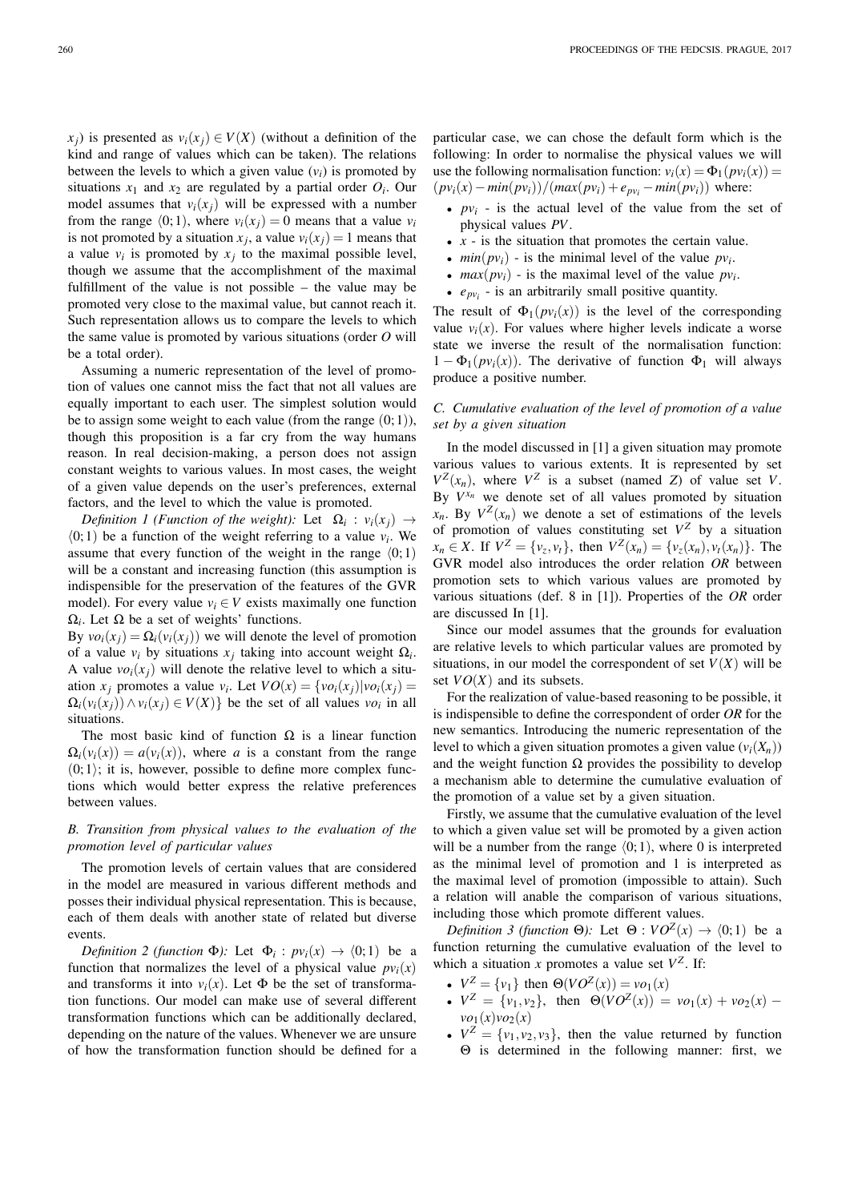$x_j$) is presented as $v_i(x_j) \in V(X)$ (without a definition of the kind and range of values which can be taken). The relations between the levels to which a given value ($v_i$) is promoted by situations $x_1$ and $x_2$ are regulated by a partial order $O_i$. Our model assumes that $v_i(x_j)$ will be expressed with a number from the range $\langle 0;1)$, where $v_i(x_j) = 0$ means that a value $v_i$ is not promoted by a situation $x_j$, a value $v_i(x_j) = 1$ means that a value $v_i$ is promoted by $x_j$ to the maximal possible level, though we assume that the accomplishment of the maximal fulfillment of the value is not possible – the value may be promoted very close to the maximal value, but cannot reach it. Such representation allows us to compare the levels to which the same value is promoted by various situations (order $O$ will be a total order).

Assuming a numeric representation of the level of promotion of values one cannot miss the fact that not all values are equally important to each user. The simplest solution would be to assign some weight to each value (from the range $\langle 0;1)$), though this proposition is a far cry from the way humans reason. In real decision-making, a person does not assign constant weights to various values. In most cases, the weight of a given value depends on the user's preferences, external factors, and the level to which the value is promoted.

*Definition 1 (Function of the weight):* Let $\Omega_i : v_i(x_j) \rightarrow \langle 0;1)$ be a function of the weight referring to a value $v_i$. We assume that every function of the weight in the range $\langle 0;1)$ will be a constant and increasing function (this assumption is indispensible for the preservation of the features of the GVR model). For every value $v_i \in V$ exists maximally one function $\Omega_i$. Let $\Omega$ be a set of weights' functions.

By $vo_i(x_j) = \Omega_i(v_i(x_j))$ we will denote the level of promotion of a value $v_i$ by situations $x_j$ taking into account weight $\Omega_i$. A value $vo_i(x_j)$ will denote the relative level to which a situation $x_j$ promotes a value $v_i$. Let $VO(x) = \{vo_i(x_j) | vo_i(x_j) = \Omega_i(v_i(x_j)) \wedge v_i(x_j) \in V(X)\}$ be the set of all values $vo_i$ in all situations.

The most basic kind of function $\Omega$ is a linear function $\Omega_i(v_i(x)) = a(v_i(x))$, where $a$ is a constant from the range $\langle 0;1\rangle$; it is, however, possible to define more complex functions which would better express the relative preferences between values.

### B. Transition from physical values to the evaluation of the promotion level of particular values

The promotion levels of certain values that are considered in the model are measured in various different methods and posses their individual physical representation. This is because, each of them deals with another state of related but diverse events.

*Definition 2 (function $\Phi$):* Let $\Phi_i : pv_i(x) \rightarrow \langle 0;1)$ be a function that normalizes the level of a physical value $pv_i(x)$ and transforms it into $v_i(x)$. Let $\Phi$ be the set of transformation functions. Our model can make use of several different transformation functions which can be additionally declared, depending on the nature of the values. Whenever we are unsure of how the transformation function should be defined for a particular case, we can chose the default form which is the following: In order to normalise the physical values we will use the following normalisation function: $v_i(x) = \Phi_1(pv_i(x)) = (pv_i(x) - min(pv_i))/(max(pv_i) + e_{pv_i} - min(pv_i))$ where:

- $pv_i$ - is the actual level of the value from the set of physical values $PV$.
- $x$ - is the situation that promotes the certain value.
- $min(pv_i)$ - is the minimal level of the value $pv_i$.
- $max(pv_i)$ - is the maximal level of the value $pv_i$.
- $e_{pv_i}$ - is an arbitrarily small positive quantity.

The result of $\Phi_1(pv_i(x))$ is the level of the corresponding value $v_i(x)$. For values where higher levels indicate a worse state we inverse the result of the normalisation function: $1 - \Phi_1(pv_i(x))$. The derivative of function $\Phi_1$ will always produce a positive number.

### C. Cumulative evaluation of the level of promotion of a value set by a given situation

In the model discussed in [1] a given situation may promote various values to various extents. It is represented by set $V^Z(x_n)$, where $V^Z$ is a subset (named $Z$) of value set $V$. By $V^{x_n}$ we denote set of all values promoted by situation $x_n$. By $V^Z(x_n)$ we denote a set of estimations of the levels of promotion of values constituting set $V^Z$ by a situation $x_n \in X$. If $V^Z = \{v_z, v_t\}$, then $V^Z(x_n) = \{v_z(x_n), v_t(x_n)\}$. The GVR model also introduces the order relation $OR$ between promotion sets to which various values are promoted by various situations (def. 8 in [1]). Properties of the $OR$ order are discussed In [1].

Since our model assumes that the grounds for evaluation are relative levels to which particular values are promoted by situations, in our model the correspondent of set $V(X)$ will be set $VO(X)$ and its subsets.

For the realization of value-based reasoning to be possible, it is indispensible to define the correspondent of order $OR$ for the new semantics. Introducing the numeric representation of the level to which a given situation promotes a given value ($v_i(X_n)$) and the weight function $\Omega$ provides the possibility to develop a mechanism able to determine the cumulative evaluation of the promotion of a value set by a given situation.

Firstly, we assume that the cumulative evaluation of the level to which a given value set will be promoted by a given action will be a number from the range $\langle 0;1)$, where 0 is interpreted as the minimal level of promotion and 1 is interpreted as the maximal level of promotion (impossible to attain). Such a relation will anable the comparison of various situations, including those which promote different values.

*Definition 3 (function $\Theta$):* Let $\Theta : VO^Z(x) \rightarrow \langle 0;1)$ be a function returning the cumulative evaluation of the level to which a situation $x$ promotes a value set $V^Z$. If:

- $V^Z = \{v_1\}$ then $\Theta(VO^Z(x)) = vo_1(x)$
- $V^Z = \{v_1, v_2\}$, then $\Theta(VO^Z(x)) = vo_1(x) + vo_2(x) - vo_1(x)vo_2(x)$
- $V^Z = \{v_1, v_2, v_3\}$, then the value returned by function $\Theta$ is determined in the following manner: first, we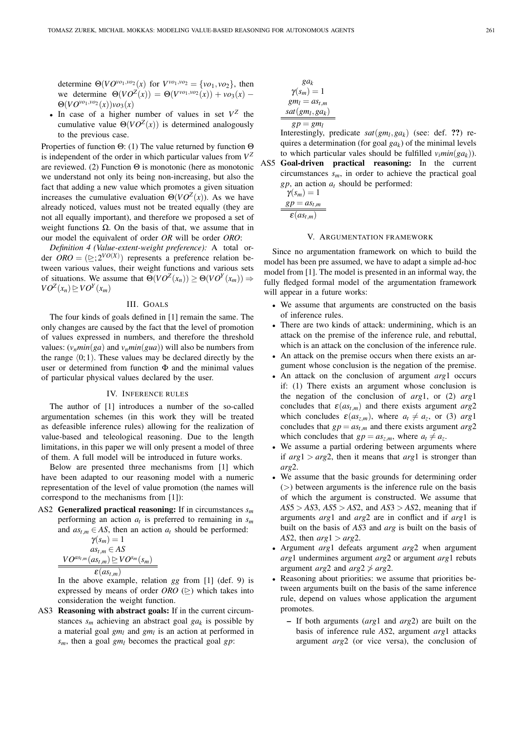determine $\Theta(VO^{vo_1,vo_2}(x)$ for $V^{vo_1,vo_2} = \{vo_1, vo_2\}$, then we determine $\Theta(VO^Z(x)) = \Theta(V^{vo_1,vo_2}(x)) + vo_3(x) - \Theta(VO^{vo_1,vo_2}(x))vo_3(x)$

- In case of a higher number of values in set $V^Z$ the cumulative value $\Theta(VO^Z(x))$ is determined analogously to the previous case.

Properties of function $\Theta$: (1) The value returned by function $\Theta$ is independent of the order in which particular values from $V^Z$ are reviewed. (2) Function $\Theta$ is monotonic (here as monotonic we understand not only its being non-increasing, but also the fact that adding a new value which promotes a given situation increases the cumulative evaluation $\Theta(VO^Z(x))$. As we have already noticed, values must not be treated equally (they are not all equally important), and therefore we proposed a set of weight functions $\Omega$. On the basis of that, we assume that in our model the equivalent of order *OR* will be order *ORO*:

*Definition 4 (Value-extent-weight preference):* A total order $ORO = (\trianglerighteq; 2^{VO(X)})$ represents a preference relation between various values, their weight functions and various sets of situations. We assume that $\Theta(VO^Z(x_n)) \geq \Theta(VO^Y(x_m)) \Rightarrow VO^Z(x_n) \trianglerighteq VO^Y(x_m)$

## III. Goals

The four kinds of goals defined in [1] remain the same. The only changes are caused by the fact that the level of promotion of values expressed in numbers, and therefore the threshold values: ($v_n min(ga)$ and $v_n min(gua)$) will also be numbers from the range $\langle 0; 1)$. These values may be declared directly by the user or determined from function $\Phi$ and the minimal values of particular physical values declared by the user.

## IV. Inference rules

The author of [1] introduces a number of the so-called argumentation schemes (in this work they will be treated as defeasible inference rules) allowing for the realization of value-based and teleological reasoning. Due to the length limitations, in this paper we will only present a model of three of them. A full model will be introduced in future works.

Below are presented three mechanisms from [1] which have been adapted to our reasoning model with a numeric representation of the level of value promotion (the names will correspond to the mechanisms from [1]):

AS2 **Generalized practical reasoning:** If in circumstances $s_m$ performing an action $a_t$ is preferred to remaining in $s_m$ and $as_{t,m} \in AS$, then an action $a_t$ should be performed:

$$\frac{\begin{array}{c}\gamma(s_m) = 1 \\ as_{t,m} \in AS \\ VO^{as_{t,m}}(as_{t,m}) \trianglerighteq VO^{s_m}(s_m)\end{array}}{\varepsilon(as_{t,m})}$$

In the above example, relation *gg* from [1] (def. 9) is expressed by means of order *ORO* ($\trianglerighteq$) which takes into consideration the weight function.

AS3 **Reasoning with abstract goals:** If in the current circumstances $s_m$ achieving an abstract goal $ga_k$ is possible by a material goal $gm_l$ and $gm_l$ is an action at performed in $s_m$, then a goal $gm_l$ becomes the practical goal $gp$:

$$\frac{\begin{array}{c}ga_k \\ \gamma(s_m) = 1 \\ gm_l = as_{t,m} \\ sat(gm_l, ga_k)\end{array}}{gp = gm_l}$$

Interestingly, predicate $sat(gm_l, ga_k)$ (see: def. **??**) requires a determination (for goal $ga_k$) of the minimal levels to which particular vales should be fulfilled $v_i min(ga_k)$).

AS5 **Goal-driven practical reasoning:** In the current circumstances $s_m$, in order to achieve the practical goal $gp$, an action $a_t$ should be performed:

$$\frac{\begin{array}{c}\gamma(s_m) = 1 \\ gp = as_{t,m}\end{array}}{\varepsilon(as_{t,m})}$$

## V. Argumentation framework

Since no argumentation framework on which to build the model has been pre assumed, we have to adapt a simple ad-hoc model from [1]. The model is presented in an informal way, the fully fledged formal model of the argumentation framework will appear in a future works:

- We assume that arguments are constructed on the basis of inference rules.
- There are two kinds of attack: undermining, which is an attack on the premise of the inference rule, and rebuttal, which is an attack on the conclusion of the inference rule.
- An attack on the premise occurs when there exists an argument whose conclusion is the negation of the premise.
- An attack on the conclusion of argument *arg*1 occurs if: (1) There exists an argument whose conclusion is the negation of the conclusion of *arg*1, or (2) *arg*1 concludes that $\varepsilon(as_{t,m})$ and there exists argument *arg*2 which concludes $\varepsilon(as_{z,m})$, where $a_t \neq a_z$, or (3) *arg*1 concludes that $gp = as_{t,m}$ and there exists argument *arg*2 which concludes that $gp = as_{z,m}$, where $a_t \neq a_z$.
- We assume a partial ordering between arguments where if $arg1 > arg2$, then it means that *arg*1 is stronger than *arg*2.
- We assume that the basic grounds for determining order ($>$) between arguments is the inference rule on the basis of which the argument is constructed. We assume that $AS5 > AS3$, $AS5 > AS2$, and $AS3 > AS2$, meaning that if arguments *arg*1 and *arg*2 are in conflict and if *arg*1 is built on the basis of *AS*3 and *arg* is built on the basis of *AS*2, then $arg1 > arg2$.
- Argument *arg*1 defeats argument *arg*2 when argument *arg*1 undermines argument *arg*2 or argument *arg*1 rebuts argument *arg*2 and $arg2 \not> arg2$.
- Reasoning about priorities: we assume that priorities between arguments built on the basis of the same inference rule, depend on values whose application the argument promotes.
  - If both arguments (*arg*1 and *arg*2) are built on the basis of inference rule *AS*2, argument *arg*1 attacks argument *arg*2 (or vice versa), the conclusion of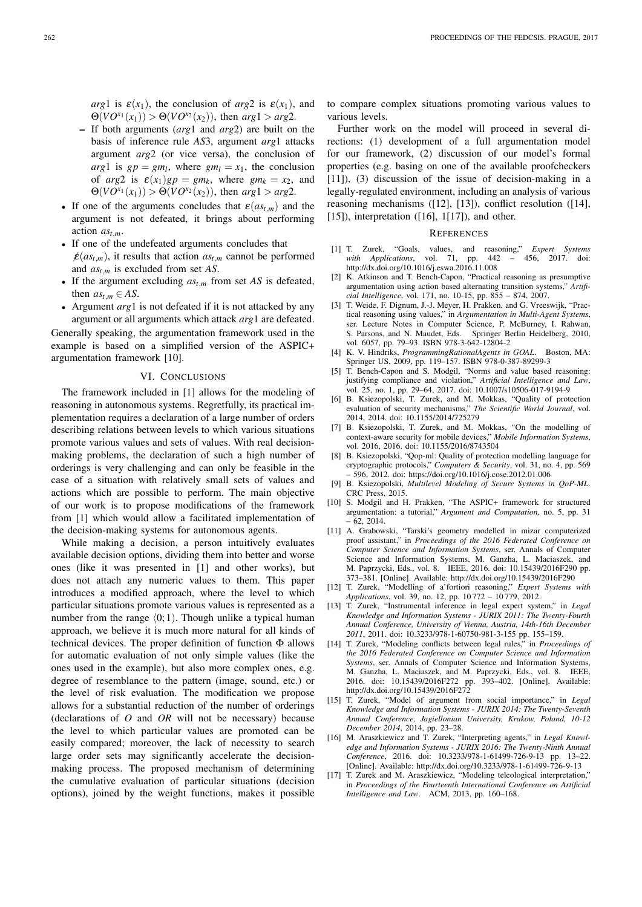*arg*1 is $\varepsilon(x_1)$, the conclusion of *arg*2 is $\varepsilon(x_1)$, and $\Theta(VO^{x_1}(x_1)) > \Theta(VO^{x_2}(x_2))$, then $arg1 > arg2$.

  - If both arguments (*arg*1 and *arg*2) are built on the basis of inference rule *AS*3, argument *arg*1 attacks argument *arg*2 (or vice versa), the conclusion of *arg*1 is $gp = gm_l$, where $gm_l = x_1$, the conclusion of *arg*2 is $\varepsilon(x_1)gp = gm_k$, where $gm_k = x_2$, and $\Theta(VO^{x_1}(x_1)) > \Theta(VO^{x_2}(x_2))$, then $arg1 > arg2$.

- If one of the arguments concludes that $\varepsilon(as_{t,m})$ and the argument is not defeated, it brings about performing action $as_{t,m}$.
- If one of the undefeated arguments concludes that $\not\varepsilon(as_{t,m})$, it results that action $as_{t,m}$ cannot be performed and $as_{t,m}$ is excluded from set *AS*.
- If the argument excluding $as_{t,m}$ from set *AS* is defeated, then $as_{t,m} \in AS$.
- Argument *arg*1 is not defeated if it is not attacked by any argument or all arguments which attack *arg*1 are defeated.

Generally speaking, the argumentation framework used in the example is based on a simplified version of the ASPIC+ argumentation framework [10].

## VI. Conclusions

The framework included in [1] allows for the modeling of reasoning in autonomous systems. Regretfully, its practical implementation requires a declaration of a large number of orders describing relations between levels to which various situations promote various values and sets of values. With real decision-making problems, the declaration of such a high number of orderings is very challenging and can only be feasible in the case of a situation with relatively small sets of values and actions which are possible to perform. The main objective of our work is to propose modifications of the framework from [1] which would allow a facilitated implementation of the decision-making systems for autonomous agents.

While making a decision, a person intuitively evaluates available decision options, dividing them into better and worse ones (like it was presented in [1] and other works), but does not attach any numeric values to them. This paper introduces a modified approach, where the level to which particular situations promote various values is represented as a number from the range $\langle 0; 1)$. Though unlike a typical human approach, we believe it is much more natural for all kinds of technical devices. The proper definition of function $\Phi$ allows for automatic evaluation of not only simple values (like the ones used in the example), but also more complex ones, e.g. degree of resemblance to the pattern (image, sound, etc.) or the level of risk evaluation. The modification we propose allows for a substantial reduction of the number of orderings (declarations of *O* and *OR* will not be necessary) because the level to which particular values are promoted can be easily compared; moreover, the lack of necessity to search large order sets may significantly accelerate the decision-making process. The proposed mechanism of determining the cumulative evaluation of particular situations (decision options), joined by the weight functions, makes it possible to compare complex situations promoting various values to various levels.

Further work on the model will proceed in several directions: (1) development of a full argumentation model for our framework, (2) discussion of our model's formal properties (e.g. basing on one of the available proofcheckers [11]), (3) discussion of the issue of decision-making in a legally-regulated environment, including an analysis of various reasoning mechanisms ([12], [13]), conflict resolution ([14], [15]), interpretation ([16], 1[17]), and other.

## References

[1] T. Zurek, "Goals, values, and reasoning," *Expert Systems with Applications*, vol. 71, pp. 442 – 456, 2017. doi: http://dx.doi.org/10.1016/j.eswa.2016.11.008

[2] K. Atkinson and T. Bench-Capon, "Practical reasoning as presumptive argumentation using action based alternating transition systems," *Artificial Intelligence*, vol. 171, no. 10-15, pp. 855 – 874, 2007.

[3] T. Weide, F. Dignum, J.-J. Meyer, H. Prakken, and G. Vreeswijk, "Practical reasoning using values," in *Argumentation in Multi-Agent Systems*, ser. Lecture Notes in Computer Science, P. McBurney, I. Rahwan, S. Parsons, and N. Maudet, Eds. Springer Berlin Heidelberg, 2010, vol. 6057, pp. 79–93. ISBN 978-3-642-12804-2

[4] K. V. Hindriks, *ProgrammingRationalAgents in GOAL*. Boston, MA: Springer US, 2009, pp. 119–157. ISBN 978-0-387-89299-3

[5] T. Bench-Capon and S. Modgil, "Norms and value based reasoning: justifying compliance and violation," *Artificial Intelligence and Law*, vol. 25, no. 1, pp. 29–64, 2017. doi: 10.1007/s10506-017-9194-9

[6] B. Ksiezopolski, T. Zurek, and M. Mokkas, "Quality of protection evaluation of security mechanisms," *The Scientific World Journal*, vol. 2014, 2014. doi: 10.1155/2014/725279

[7] B. Ksiezopolski, T. Zurek, and M. Mokkas, "On the modelling of context-aware security for mobile devices," *Mobile Information Systems*, vol. 2016, 2016. doi: 10.1155/2016/8743504

[8] B. Ksiezopolski, "Qop-ml: Quality of protection modelling language for cryptographic protocols," *Computers & Security*, vol. 31, no. 4, pp. 569 – 596, 2012. doi: https://doi.org/10.1016/j.cose.2012.01.006

[9] B. Ksiezopolski, *Multilevel Modeling of Secure Systems in QoP-ML*. CRC Press, 2015.

[10] S. Modgil and H. Prakken, "The ASPIC+ framework for structured argumentation: a tutorial," *Argument and Computation*, no. 5, pp. 31 – 62, 2014.

[11] A. Grabowski, "Tarski's geometry modelled in mizar computerized proof assistant," in *Proceedings of the 2016 Federated Conference on Computer Science and Information Systems*, ser. Annals of Computer Science and Information Systems, M. Ganzha, L. Maciaszek, and M. Paprzycki, Eds., vol. 8. IEEE, 2016. doi: 10.15439/2016F290 pp. 373–381. [Online]. Available: http://dx.doi.org/10.15439/2016F290

[12] T. Zurek, "Modelling of a'fortiori reasoning," *Expert Systems with Applications*, vol. 39, no. 12, pp. 10 772 – 10 779, 2012.

[13] T. Zurek, "Instrumental inference in legal expert system," in *Legal Knowledge and Information Systems - JURIX 2011: The Twenty-Fourth Annual Conference, University of Vienna, Austria, 14th-16th December 2011*, 2011. doi: 10.3233/978-1-60750-981-3-155 pp. 155–159.

[14] T. Zurek, "Modeling conflicts between legal rules," in *Proceedings of the 2016 Federated Conference on Computer Science and Information Systems*, ser. Annals of Computer Science and Information Systems, M. Ganzha, L. Maciaszek, and M. Paprzycki, Eds., vol. 8. IEEE, 2016. doi: 10.15439/2016F272 pp. 393–402. [Online]. Available: http://dx.doi.org/10.15439/2016F272

[15] T. Zurek, "Model of argument from social importance," in *Legal Knowledge and Information Systems - JURIX 2014: The Twenty-Seventh Annual Conference, Jagiellonian University, Krakow, Poland, 10-12 December 2014*, 2014, pp. 23–28.

[16] M. Araszkiewicz and T. Zurek, "Interpreting agents," in *Legal Knowledge and Information Systems - JURIX 2016: The Twenty-Ninth Annual Conference*, 2016. doi: 10.3233/978-1-61499-726-9-13 pp. 13–22. [Online]. Available: http://dx.doi.org/10.3233/978-1-61499-726-9-13

[17] T. Zurek and M. Araszkiewicz, "Modeling teleological interpretation," in *Proceedings of the Fourteenth International Conference on Artificial Intelligence and Law*. ACM, 2013, pp. 160–168.